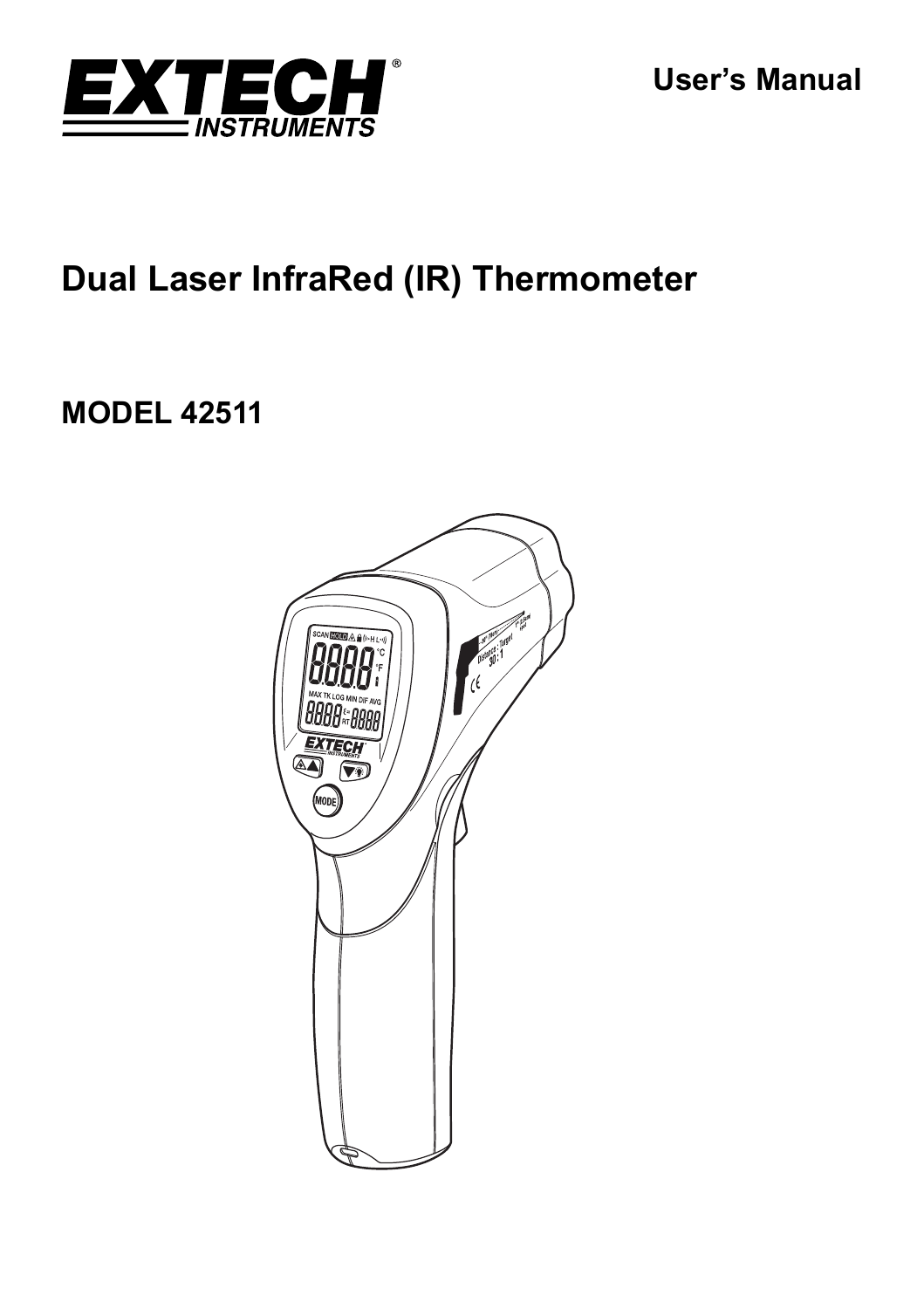EXTECH INSTRUMENTS

User's Manual

# Dual Laser InfraRed (IR) Thermometer

## MODEL 42511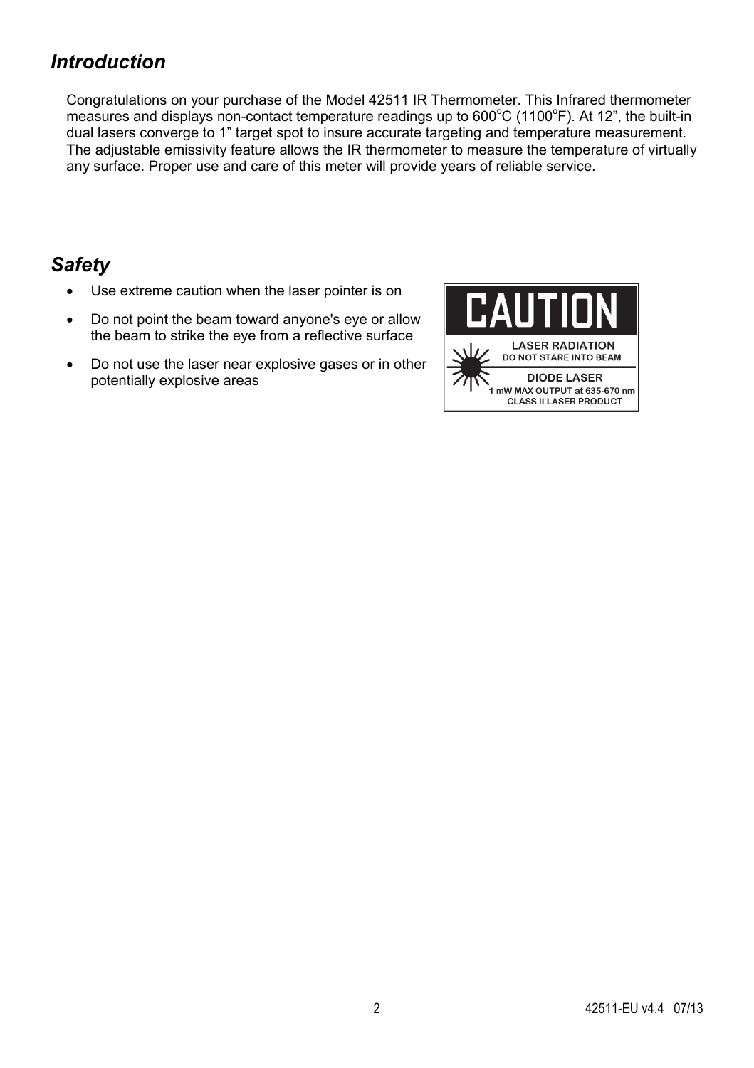## *Introduction*

Congratulations on your purchase of the Model 42511 IR Thermometer. This Infrared thermometer measures and displays non-contact temperature readings up to 600°C (1100°F). At 12", the built-in dual lasers converge to 1" target spot to insure accurate targeting and temperature measurement. The adjustable emissivity feature allows the IR thermometer to measure the temperature of virtually any surface. Proper use and care of this meter will provide years of reliable service.

## *Safety*

- Use extreme caution when the laser pointer is on
- Do not point the beam toward anyone's eye or allow the beam to strike the eye from a reflective surface
- Do not use the laser near explosive gases or in other potentially explosive areas

**CAUTION**

**LASER RADIATION**
**DO NOT STARE INTO BEAM**

**DIODE LASER**
**1 mW MAX OUTPUT at 635-670 nm**
**CLASS II LASER PRODUCT**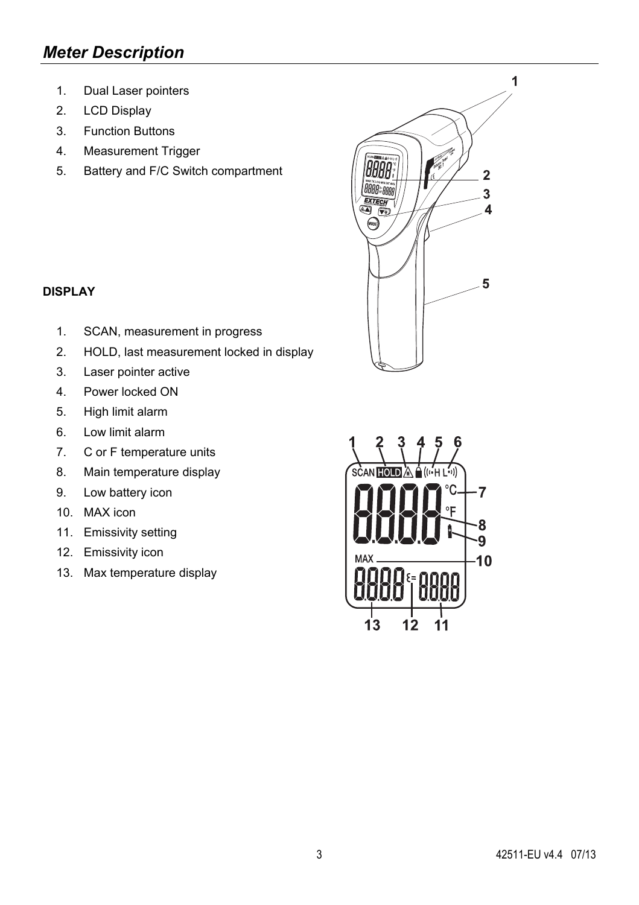# *Meter Description*

1. Dual Laser pointers
2. LCD Display
3. Function Buttons
4. Measurement Trigger
5. Battery and F/C Switch compartment

**DISPLAY**

1. SCAN, measurement in progress
2. HOLD, last measurement locked in display
3. Laser pointer active
4. Power locked ON
5. High limit alarm
6. Low limit alarm
7. C or F temperature units
8. Main temperature display
9. Low battery icon
10. MAX icon
11. Emissivity setting
12. Emissivity icon
13. Max temperature display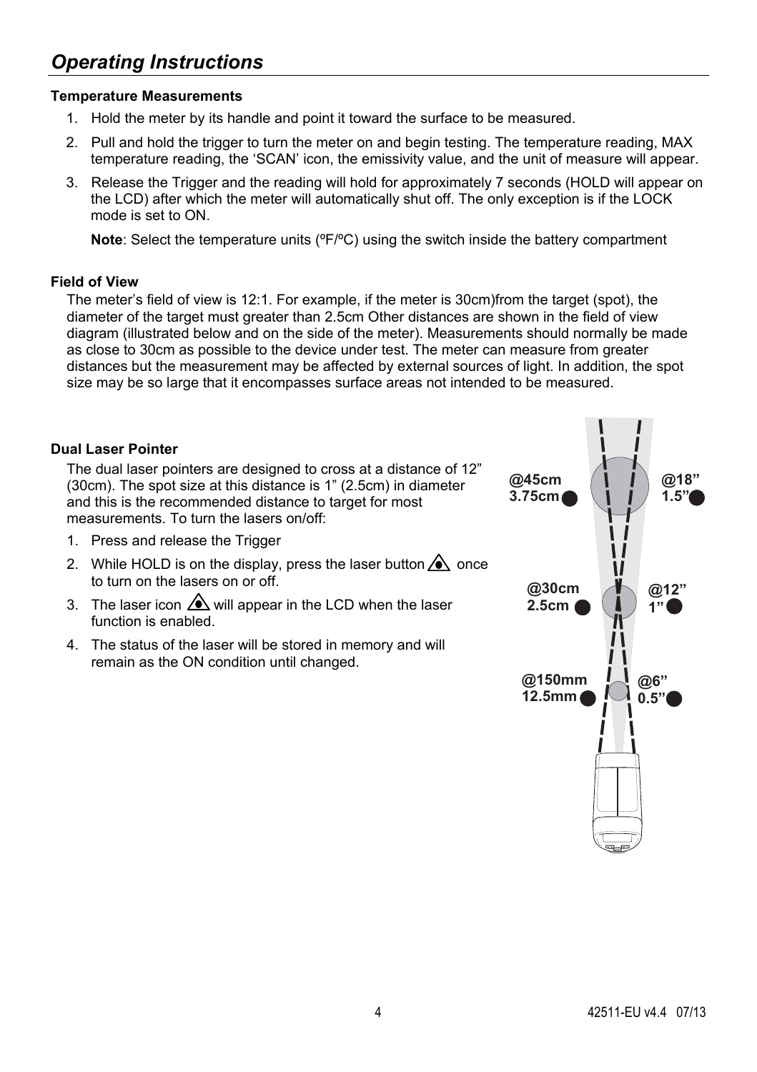## *Operating Instructions*

**Temperature Measurements**

1. Hold the meter by its handle and point it toward the surface to be measured.
2. Pull and hold the trigger to turn the meter on and begin testing. The temperature reading, MAX temperature reading, the 'SCAN' icon, the emissivity value, and the unit of measure will appear.
3. Release the Trigger and the reading will hold for approximately 7 seconds (HOLD will appear on the LCD) after which the meter will automatically shut off. The only exception is if the LOCK mode is set to ON.

   **Note**: Select the temperature units (ºF/ºC) using the switch inside the battery compartment

**Field of View**

The meter's field of view is 12:1. For example, if the meter is 30cm)from the target (spot), the diameter of the target must greater than 2.5cm Other distances are shown in the field of view diagram (illustrated below and on the side of the meter). Measurements should normally be made as close to 30cm as possible to the device under test. The meter can measure from greater distances but the measurement may be affected by external sources of light. In addition, the spot size may be so large that it encompasses surface areas not intended to be measured.

**Dual Laser Pointer**

The dual laser pointers are designed to cross at a distance of 12" (30cm). The spot size at this distance is 1" (2.5cm) in diameter and this is the recommended distance to target for most measurements. To turn the lasers on/off:

1. Press and release the Trigger
2. While HOLD is on the display, press the laser button once to turn on the lasers on or off.
3. The laser icon will appear in the LCD when the laser function is enabled.
4. The status of the laser will be stored in memory and will remain as the ON condition until changed.

@45cm 3.75cm | @18" 1.5"

@30cm 2.5cm | @12" 1"

@150mm 12.5mm | @6" 0.5"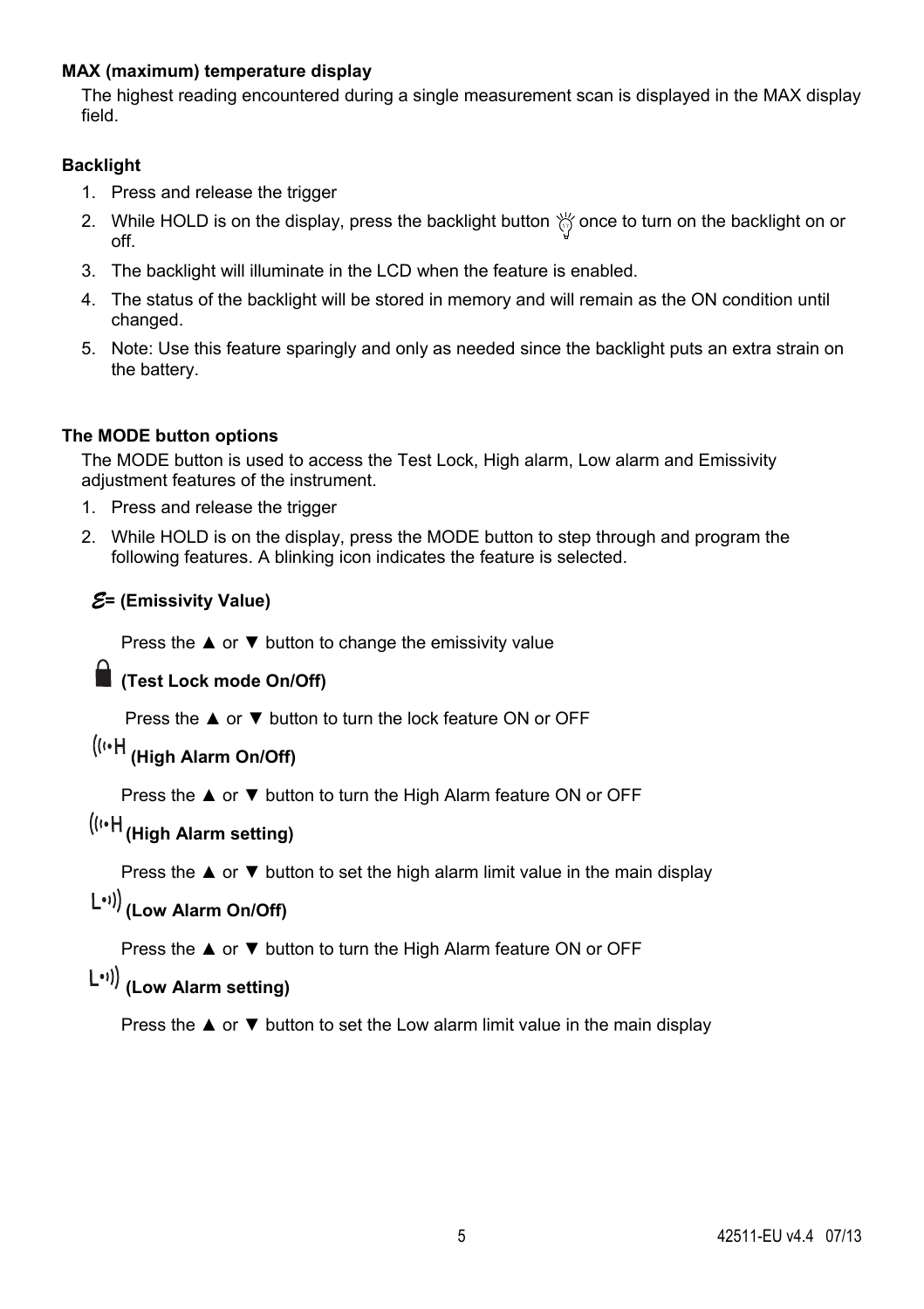### MAX (maximum) temperature display

The highest reading encountered during a single measurement scan is displayed in the MAX display field.

### Backlight

1. Press and release the trigger
2. While HOLD is on the display, press the backlight button 💡 once to turn on the backlight on or off.
3. The backlight will illuminate in the LCD when the feature is enabled.
4. The status of the backlight will be stored in memory and will remain as the ON condition until changed.
5. Note: Use this feature sparingly and only as needed since the backlight puts an extra strain on the battery.

### The MODE button options

The MODE button is used to access the Test Lock, High alarm, Low alarm and Emissivity adjustment features of the instrument.

1. Press and release the trigger
2. While HOLD is on the display, press the MODE button to step through and program the following features. A blinking icon indicates the feature is selected.

***ε*= (Emissivity Value)**

Press the ▲ or ▼ button to change the emissivity value

**🔒 (Test Lock mode On/Off)**

Press the ▲ or ▼ button to turn the lock feature ON or OFF

**((•H (High Alarm On/Off)**

Press the ▲ or ▼ button to turn the High Alarm feature ON or OFF

**((•H (High Alarm setting)**

Press the ▲ or ▼ button to set the high alarm limit value in the main display

**L•)) (Low Alarm On/Off)**

Press the ▲ or ▼ button to turn the High Alarm feature ON or OFF

**L•)) (Low Alarm setting)**

Press the ▲ or ▼ button to set the Low alarm limit value in the main display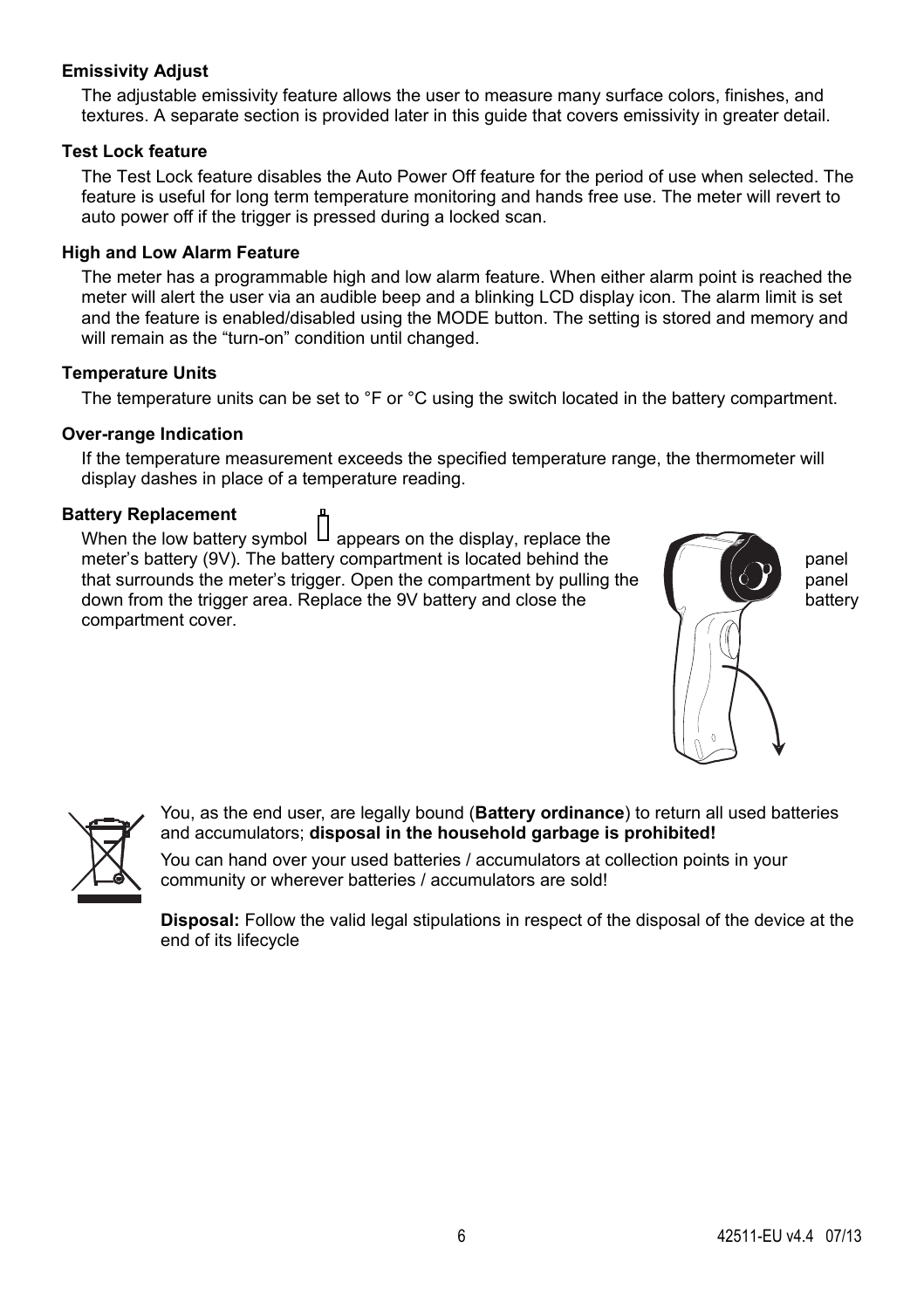**Emissivity Adjust**

The adjustable emissivity feature allows the user to measure many surface colors, finishes, and textures. A separate section is provided later in this guide that covers emissivity in greater detail.

**Test Lock feature**

The Test Lock feature disables the Auto Power Off feature for the period of use when selected. The feature is useful for long term temperature monitoring and hands free use. The meter will revert to auto power off if the trigger is pressed during a locked scan.

**High and Low Alarm Feature**

The meter has a programmable high and low alarm feature. When either alarm point is reached the meter will alert the user via an audible beep and a blinking LCD display icon. The alarm limit is set and the feature is enabled/disabled using the MODE button. The setting is stored and memory and will remain as the "turn-on" condition until changed.

**Temperature Units**

The temperature units can be set to °F or °C using the switch located in the battery compartment.

**Over-range Indication**

If the temperature measurement exceeds the specified temperature range, the thermometer will display dashes in place of a temperature reading.

**Battery Replacement**

When the low battery symbol appears on the display, replace the meter's battery (9V). The battery compartment is located behind the panel that surrounds the meter's trigger. Open the compartment by pulling the panel down from the trigger area. Replace the 9V battery and close the battery compartment cover.

You, as the end user, are legally bound (**Battery ordinance**) to return all used batteries and accumulators; **disposal in the household garbage is prohibited!**

You can hand over your used batteries / accumulators at collection points in your community or wherever batteries / accumulators are sold!

**Disposal:** Follow the valid legal stipulations in respect of the disposal of the device at the end of its lifecycle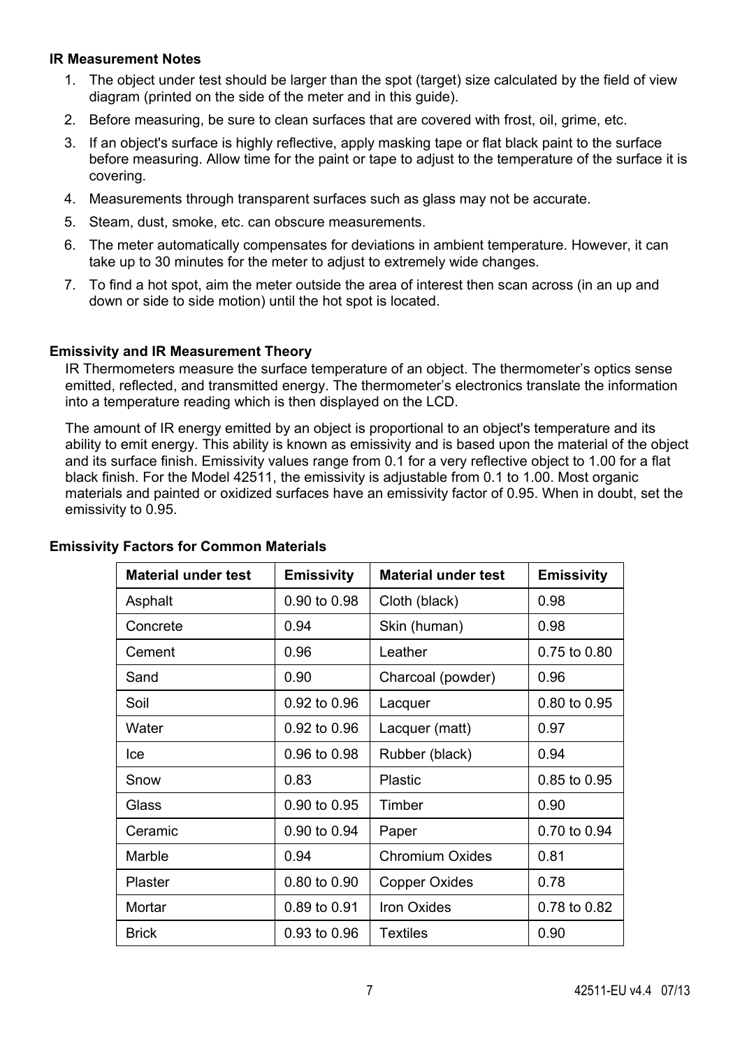### IR Measurement Notes

1. The object under test should be larger than the spot (target) size calculated by the field of view diagram (printed on the side of the meter and in this guide).
2. Before measuring, be sure to clean surfaces that are covered with frost, oil, grime, etc.
3. If an object's surface is highly reflective, apply masking tape or flat black paint to the surface before measuring. Allow time for the paint or tape to adjust to the temperature of the surface it is covering.
4. Measurements through transparent surfaces such as glass may not be accurate.
5. Steam, dust, smoke, etc. can obscure measurements.
6. The meter automatically compensates for deviations in ambient temperature. However, it can take up to 30 minutes for the meter to adjust to extremely wide changes.
7. To find a hot spot, aim the meter outside the area of interest then scan across (in an up and down or side to side motion) until the hot spot is located.

### Emissivity and IR Measurement Theory

IR Thermometers measure the surface temperature of an object. The thermometer's optics sense emitted, reflected, and transmitted energy. The thermometer's electronics translate the information into a temperature reading which is then displayed on the LCD.

The amount of IR energy emitted by an object is proportional to an object's temperature and its ability to emit energy. This ability is known as emissivity and is based upon the material of the object and its surface finish. Emissivity values range from 0.1 for a very reflective object to 1.00 for a flat black finish. For the Model 42511, the emissivity is adjustable from 0.1 to 1.00. Most organic materials and painted or oxidized surfaces have an emissivity factor of 0.95. When in doubt, set the emissivity to 0.95.

### Emissivity Factors for Common Materials

| Material under test | Emissivity | Material under test | Emissivity |
|---|---|---|---|
| Asphalt | 0.90 to 0.98 | Cloth (black) | 0.98 |
| Concrete | 0.94 | Skin (human) | 0.98 |
| Cement | 0.96 | Leather | 0.75 to 0.80 |
| Sand | 0.90 | Charcoal (powder) | 0.96 |
| Soil | 0.92 to 0.96 | Lacquer | 0.80 to 0.95 |
| Water | 0.92 to 0.96 | Lacquer (matt) | 0.97 |
| Ice | 0.96 to 0.98 | Rubber (black) | 0.94 |
| Snow | 0.83 | Plastic | 0.85 to 0.95 |
| Glass | 0.90 to 0.95 | Timber | 0.90 |
| Ceramic | 0.90 to 0.94 | Paper | 0.70 to 0.94 |
| Marble | 0.94 | Chromium Oxides | 0.81 |
| Plaster | 0.80 to 0.90 | Copper Oxides | 0.78 |
| Mortar | 0.89 to 0.91 | Iron Oxides | 0.78 to 0.82 |
| Brick | 0.93 to 0.96 | Textiles | 0.90 |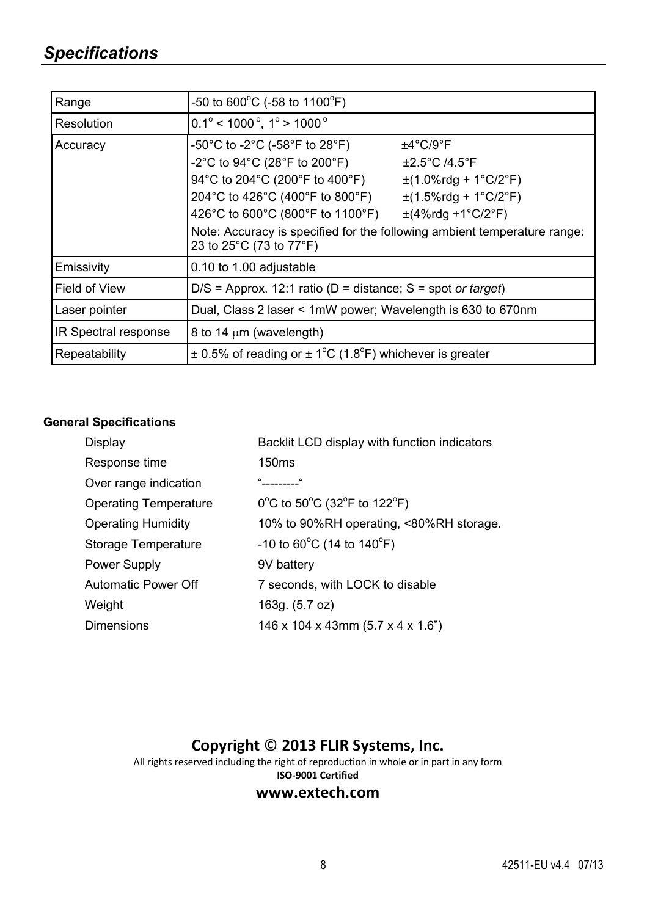## *Specifications*

| | |
|---|---|
| Range | -50 to 600°C (-58 to 1100°F) |
| Resolution | 0.1° < 1000°, 1° > 1000° |
| Accuracy | -50°C to -2°C (-58°F to 28°F) ±4°C/9°F<br>-2°C to 94°C (28°F to 200°F) ±2.5°C /4.5°F<br>94°C to 204°C (200°F to 400°F) ±(1.0%rdg + 1°C/2°F)<br>204°C to 426°C (400°F to 800°F) ±(1.5%rdg + 1°C/2°F)<br>426°C to 600°C (800°F to 1100°F) ±(4%rdg +1°C/2°F)<br>Note: Accuracy is specified for the following ambient temperature range: 23 to 25°C (73 to 77°F) |
| Emissivity | 0.10 to 1.00 adjustable |
| Field of View | D/S = Approx. 12:1 ratio (D = distance; S = spot *or target*) |
| Laser pointer | Dual, Class 2 laser < 1mW power; Wavelength is 630 to 670nm |
| IR Spectral response | 8 to 14 μm (wavelength) |
| Repeatability | ± 0.5% of reading or ± 1°C (1.8°F) whichever is greater |

**General Specifications**

| | |
|---|---|
| Display | Backlit LCD display with function indicators |
| Response time | 150ms |
| Over range indication | "---------" |
| Operating Temperature | 0°C to 50°C (32°F to 122°F) |
| Operating Humidity | 10% to 90%RH operating, <80%RH storage. |
| Storage Temperature | -10 to 60°C (14 to 140°F) |
| Power Supply | 9V battery |
| Automatic Power Off | 7 seconds, with LOCK to disable |
| Weight | 163g. (5.7 oz) |
| Dimensions | 146 x 104 x 43mm (5.7 x 4 x 1.6") |

**Copyright © 2013 FLIR Systems, Inc.**

All rights reserved including the right of reproduction in whole or in part in any form

**ISO-9001 Certified**

**www.extech.com**

42511-EU v4.4 07/13